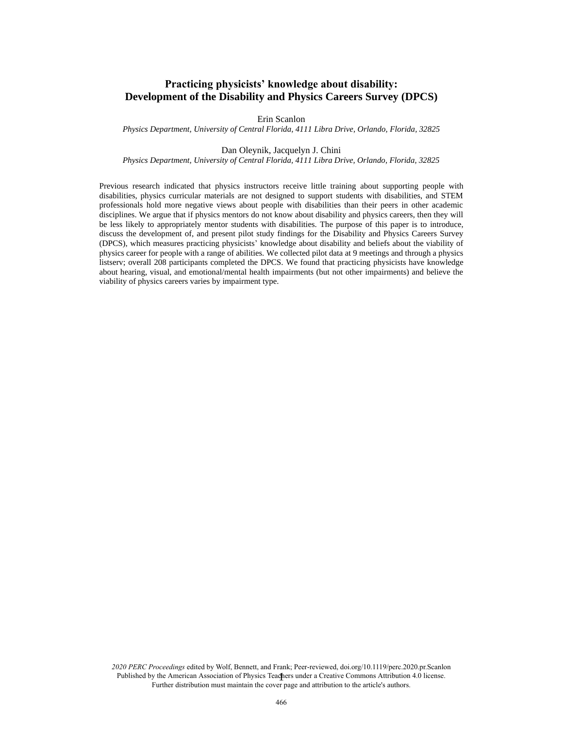# Practicing physicists' knowledge about disability: Development of the Disability and Physics Careers Survey (DPCS)

Erin Scanlon

*Physics Department, University of Central Florida, 4111 Libra Drive, Orlando, Florida, 32825*

Dan Oleynik, Jacquelyn J. Chini

*Physics Department, University of Central Florida, 4111 Libra Drive, Orlando, Florida, 32825*

Previous research indicated that physics instructors receive little training about supporting people with disabilities, physics curricular materials are not designed to support students with disabilities, and STEM professionals hold more negative views about people with disabilities than their peers in other academic disciplines. We argue that if physics mentors do not know about disability and physics careers, then they will be less likely to appropriately mentor students with disabilities. The purpose of this paper is to introduce, discuss the development of, and present pilot study findings for the Disability and Physics Careers Survey (DPCS), which measures practicing physicists' knowledge about disability and beliefs about the viability of physics career for people with a range of abilities. We collected pilot data at 9 meetings and through a physics listserv; overall 208 participants completed the DPCS. We found that practicing physicists have knowledge about hearing, visual, and emotional/mental health impairments (but not other impairments) and believe the viability of physics careers varies by impairment type.

*2020 PERC Proceedings* edited by Wolf, Bennett, and Frank; Peer-reviewed, doi.org/10.1119/perc.2020.pr.Scanlon
Published by the American Association of Physics Teachers under a Creative Commons Attribution 4.0 license.
Further distribution must maintain the cover page and attribution to the article's authors.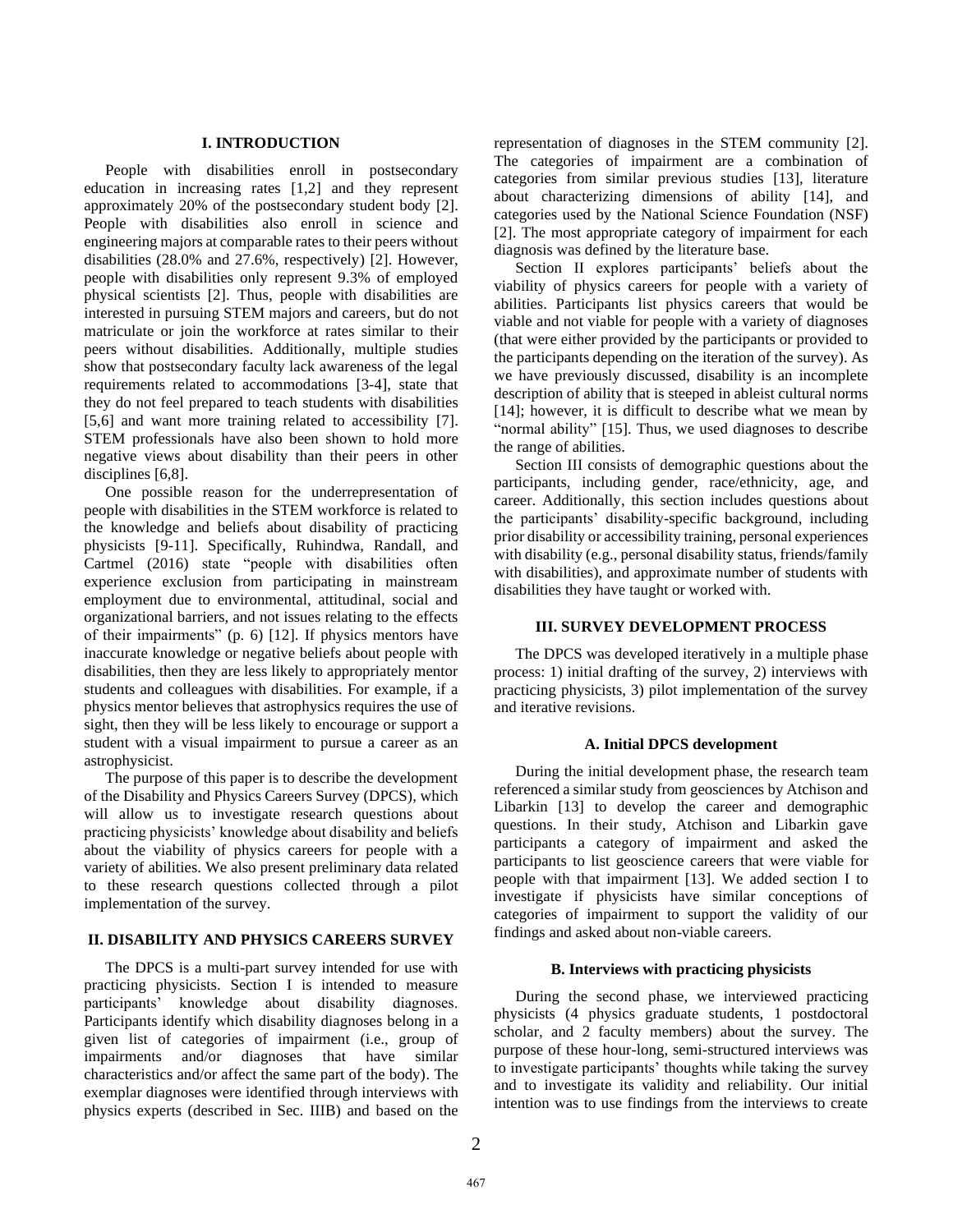## I. INTRODUCTION

People with disabilities enroll in postsecondary education in increasing rates [1,2] and they represent approximately 20% of the postsecondary student body [2]. People with disabilities also enroll in science and engineering majors at comparable rates to their peers without disabilities (28.0% and 27.6%, respectively) [2]. However, people with disabilities only represent 9.3% of employed physical scientists [2]. Thus, people with disabilities are interested in pursuing STEM majors and careers, but do not matriculate or join the workforce at rates similar to their peers without disabilities. Additionally, multiple studies show that postsecondary faculty lack awareness of the legal requirements related to accommodations [3-4], state that they do not feel prepared to teach students with disabilities [5,6] and want more training related to accessibility [7]. STEM professionals have also been shown to hold more negative views about disability than their peers in other disciplines [6,8].

One possible reason for the underrepresentation of people with disabilities in the STEM workforce is related to the knowledge and beliefs about disability of practicing physicists [9-11]. Specifically, Ruhindwa, Randall, and Cartmel (2016) state "people with disabilities often experience exclusion from participating in mainstream employment due to environmental, attitudinal, social and organizational barriers, and not issues relating to the effects of their impairments" (p. 6) [12]. If physics mentors have inaccurate knowledge or negative beliefs about people with disabilities, then they are less likely to appropriately mentor students and colleagues with disabilities. For example, if a physics mentor believes that astrophysics requires the use of sight, then they will be less likely to encourage or support a student with a visual impairment to pursue a career as an astrophysicist.

The purpose of this paper is to describe the development of the Disability and Physics Careers Survey (DPCS), which will allow us to investigate research questions about practicing physicists' knowledge about disability and beliefs about the viability of physics careers for people with a variety of abilities. We also present preliminary data related to these research questions collected through a pilot implementation of the survey.

## II. DISABILITY AND PHYSICS CAREERS SURVEY

The DPCS is a multi-part survey intended for use with practicing physicists. Section I is intended to measure participants' knowledge about disability diagnoses. Participants identify which disability diagnoses belong in a given list of categories of impairment (i.e., group of impairments and/or diagnoses that have similar characteristics and/or affect the same part of the body). The exemplar diagnoses were identified through interviews with physics experts (described in Sec. IIIB) and based on the representation of diagnoses in the STEM community [2]. The categories of impairment are a combination of categories from similar previous studies [13], literature about characterizing dimensions of ability [14], and categories used by the National Science Foundation (NSF) [2]. The most appropriate category of impairment for each diagnosis was defined by the literature base.

Section II explores participants' beliefs about the viability of physics careers for people with a variety of abilities. Participants list physics careers that would be viable and not viable for people with a variety of diagnoses (that were either provided by the participants or provided to the participants depending on the iteration of the survey). As we have previously discussed, disability is an incomplete description of ability that is steeped in ableist cultural norms [14]; however, it is difficult to describe what we mean by "normal ability" [15]. Thus, we used diagnoses to describe the range of abilities.

Section III consists of demographic questions about the participants, including gender, race/ethnicity, age, and career. Additionally, this section includes questions about the participants' disability-specific background, including prior disability or accessibility training, personal experiences with disability (e.g., personal disability status, friends/family with disabilities), and approximate number of students with disabilities they have taught or worked with.

## III. SURVEY DEVELOPMENT PROCESS

The DPCS was developed iteratively in a multiple phase process: 1) initial drafting of the survey, 2) interviews with practicing physicists, 3) pilot implementation of the survey and iterative revisions.

### A. Initial DPCS development

During the initial development phase, the research team referenced a similar study from geosciences by Atchison and Libarkin [13] to develop the career and demographic questions. In their study, Atchison and Libarkin gave participants a category of impairment and asked the participants to list geoscience careers that were viable for people with that impairment [13]. We added section I to investigate if physicists have similar conceptions of categories of impairment to support the validity of our findings and asked about non-viable careers.

### B. Interviews with practicing physicists

During the second phase, we interviewed practicing physicists (4 physics graduate students, 1 postdoctoral scholar, and 2 faculty members) about the survey. The purpose of these hour-long, semi-structured interviews was to investigate participants' thoughts while taking the survey and to investigate its validity and reliability. Our initial intention was to use findings from the interviews to create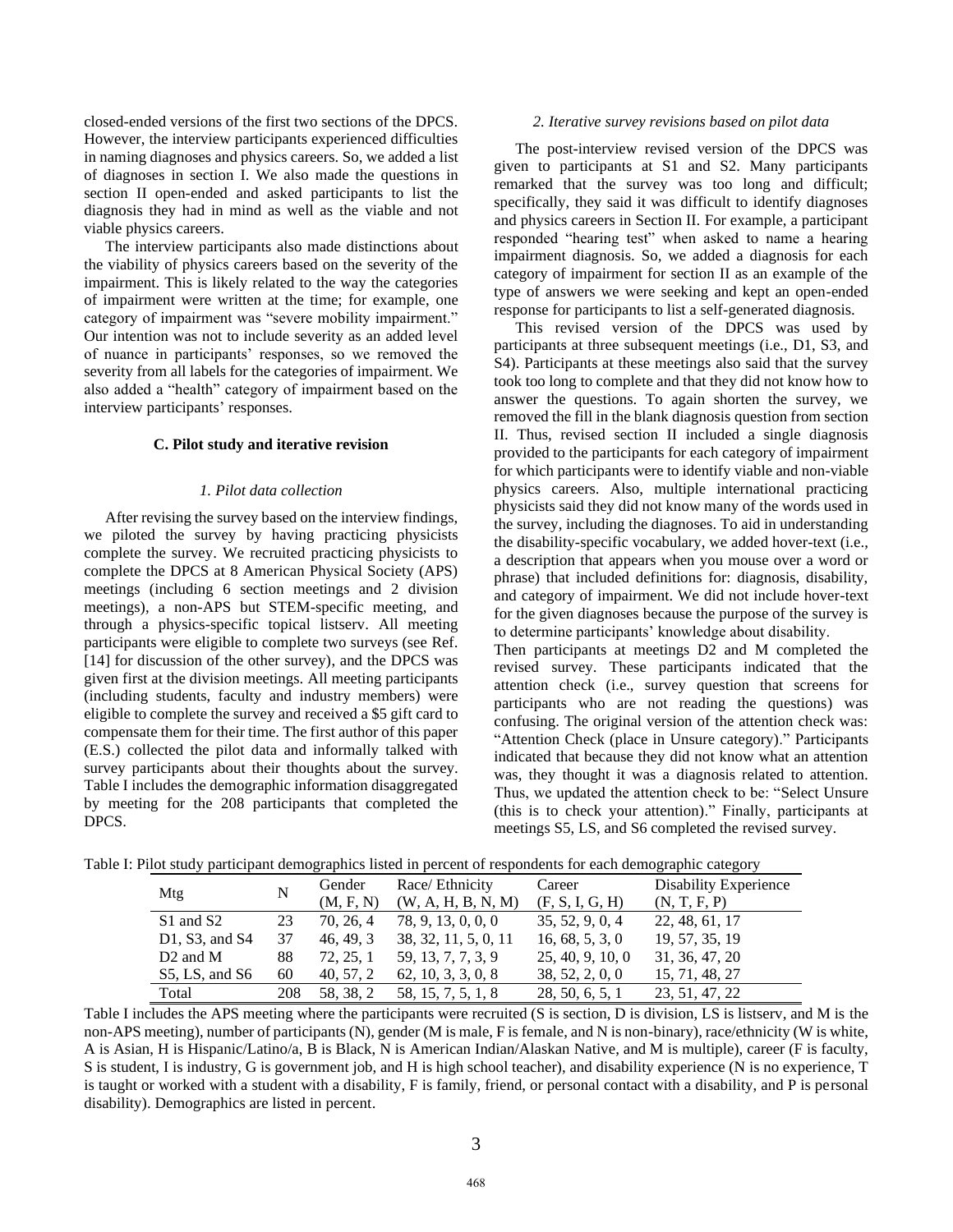closed-ended versions of the first two sections of the DPCS. However, the interview participants experienced difficulties in naming diagnoses and physics careers. So, we added a list of diagnoses in section I. We also made the questions in section II open-ended and asked participants to list the diagnosis they had in mind as well as the viable and not viable physics careers.

The interview participants also made distinctions about the viability of physics careers based on the severity of the impairment. This is likely related to the way the categories of impairment were written at the time; for example, one category of impairment was "severe mobility impairment." Our intention was not to include severity as an added level of nuance in participants' responses, so we removed the severity from all labels for the categories of impairment. We also added a "health" category of impairment based on the interview participants' responses.

### C. Pilot study and iterative revision

#### *1. Pilot data collection*

After revising the survey based on the interview findings, we piloted the survey by having practicing physicists complete the survey. We recruited practicing physicists to complete the DPCS at 8 American Physical Society (APS) meetings (including 6 section meetings and 2 division meetings), a non-APS but STEM-specific meeting, and through a physics-specific topical listserv. All meeting participants were eligible to complete two surveys (see Ref. [14] for discussion of the other survey), and the DPCS was given first at the division meetings. All meeting participants (including students, faculty and industry members) were eligible to complete the survey and received a $5 gift card to compensate them for their time. The first author of this paper (E.S.) collected the pilot data and informally talked with survey participants about their thoughts about the survey. Table I includes the demographic information disaggregated by meeting for the 208 participants that completed the DPCS.

#### *2. Iterative survey revisions based on pilot data*

The post-interview revised version of the DPCS was given to participants at S1 and S2. Many participants remarked that the survey was too long and difficult; specifically, they said it was difficult to identify diagnoses and physics careers in Section II. For example, a participant responded "hearing test" when asked to name a hearing impairment diagnosis. So, we added a diagnosis for each category of impairment for section II as an example of the type of answers we were seeking and kept an open-ended response for participants to list a self-generated diagnosis.

This revised version of the DPCS was used by participants at three subsequent meetings (i.e., D1, S3, and S4). Participants at these meetings also said that the survey took too long to complete and that they did not know how to answer the questions. To again shorten the survey, we removed the fill in the blank diagnosis question from section II. Thus, revised section II included a single diagnosis provided to the participants for each category of impairment for which participants were to identify viable and non-viable physics careers. Also, multiple international practicing physicists said they did not know many of the words used in the survey, including the diagnoses. To aid in understanding the disability-specific vocabulary, we added hover-text (i.e., a description that appears when you mouse over a word or phrase) that included definitions for: diagnosis, disability, and category of impairment. We did not include hover-text for the given diagnoses because the purpose of the survey is to determine participants' knowledge about disability.

Then participants at meetings D2 and M completed the revised survey. These participants indicated that the attention check (i.e., survey question that screens for participants who are not reading the questions) was confusing. The original version of the attention check was: "Attention Check (place in Unsure category)." Participants indicated that because they did not know what an attention was, they thought it was a diagnosis related to attention. Thus, we updated the attention check to be: "Select Unsure (this is to check your attention)." Finally, participants at meetings S5, LS, and S6 completed the revised survey.

Table I: Pilot study participant demographics listed in percent of respondents for each demographic category

| Mtg | N | Gender (M, F, N) | Race/ Ethnicity (W, A, H, B, N, M) | Career (F, S, I, G, H) | Disability Experience (N, T, F, P) |
|---|---|---|---|---|---|
| S1 and S2 | 23 | 70, 26, 4 | 78, 9, 13, 0, 0, 0 | 35, 52, 9, 0, 4 | 22, 48, 61, 17 |
| D1, S3, and S4 | 37 | 46, 49, 3 | 38, 32, 11, 5, 0, 11 | 16, 68, 5, 3, 0 | 19, 57, 35, 19 |
| D2 and M | 88 | 72, 25, 1 | 59, 13, 7, 7, 3, 9 | 25, 40, 9, 10, 0 | 31, 36, 47, 20 |
| S5, LS, and S6 | 60 | 40, 57, 2 | 62, 10, 3, 3, 0, 8 | 38, 52, 2, 0, 0 | 15, 71, 48, 27 |
| Total | 208 | 58, 38, 2 | 58, 15, 7, 5, 1, 8 | 28, 50, 6, 5, 1 | 23, 51, 47, 22 |

Table I includes the APS meeting where the participants were recruited (S is section, D is division, LS is listserv, and M is the non-APS meeting), number of participants (N), gender (M is male, F is female, and N is non-binary), race/ethnicity (W is white, A is Asian, H is Hispanic/Latino/a, B is Black, N is American Indian/Alaskan Native, and M is multiple), career (F is faculty, S is student, I is industry, G is government job, and H is high school teacher), and disability experience (N is no experience, T is taught or worked with a student with a disability, F is family, friend, or personal contact with a disability, and P is personal disability). Demographics are listed in percent.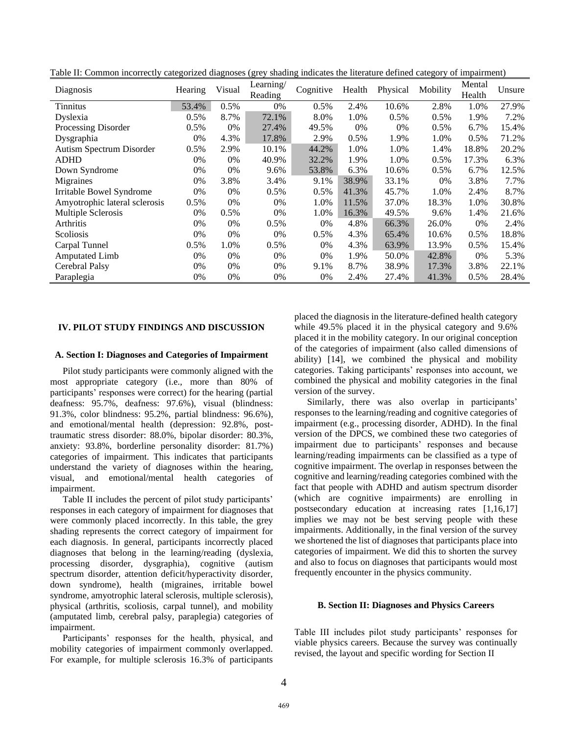Table II: Common incorrectly categorized diagnoses (grey shading indicates the literature defined category of impairment)

| Diagnosis | Hearing | Visual | Learning/ Reading | Cognitive | Health | Physical | Mobility | Mental Health | Unsure |
|---|---|---|---|---|---|---|---|---|---|
| Tinnitus | 53.4% | 0.5% | 0% | 0.5% | 2.4% | 10.6% | 2.8% | 1.0% | 27.9% |
| Dyslexia | 0.5% | 8.7% | 72.1% | 8.0% | 1.0% | 0.5% | 0.5% | 1.9% | 7.2% |
| Processing Disorder | 0.5% | 0% | 27.4% | 49.5% | 0% | 0% | 0.5% | 6.7% | 15.4% |
| Dysgraphia | 0% | 4.3% | 17.8% | 2.9% | 0.5% | 1.9% | 1.0% | 0.5% | 71.2% |
| Autism Spectrum Disorder | 0.5% | 2.9% | 10.1% | 44.2% | 1.0% | 1.0% | 1.4% | 18.8% | 20.2% |
| ADHD | 0% | 0% | 40.9% | 32.2% | 1.9% | 1.0% | 0.5% | 17.3% | 6.3% |
| Down Syndrome | 0% | 0% | 9.6% | 53.8% | 6.3% | 10.6% | 0.5% | 6.7% | 12.5% |
| Migraines | 0% | 3.8% | 3.4% | 9.1% | 38.9% | 33.1% | 0% | 3.8% | 7.7% |
| Irritable Bowel Syndrome | 0% | 0% | 0.5% | 0.5% | 41.3% | 45.7% | 1.0% | 2.4% | 8.7% |
| Amyotrophic lateral sclerosis | 0.5% | 0% | 0% | 1.0% | 11.5% | 37.0% | 18.3% | 1.0% | 30.8% |
| Multiple Sclerosis | 0% | 0.5% | 0% | 1.0% | 16.3% | 49.5% | 9.6% | 1.4% | 21.6% |
| Arthritis | 0% | 0% | 0.5% | 0% | 4.8% | 66.3% | 26.0% | 0% | 2.4% |
| Scoliosis | 0% | 0% | 0% | 0.5% | 4.3% | 65.4% | 10.6% | 0.5% | 18.8% |
| Carpal Tunnel | 0.5% | 1.0% | 0.5% | 0% | 4.3% | 63.9% | 13.9% | 0.5% | 15.4% |
| Amputated Limb | 0% | 0% | 0% | 0% | 1.9% | 50.0% | 42.8% | 0% | 5.3% |
| Cerebral Palsy | 0% | 0% | 0% | 9.1% | 8.7% | 38.9% | 17.3% | 3.8% | 22.1% |
| Paraplegia | 0% | 0% | 0% | 0% | 2.4% | 27.4% | 41.3% | 0.5% | 28.4% |

## IV. PILOT STUDY FINDINGS AND DISCUSSION

### A. Section I: Diagnoses and Categories of Impairment

Pilot study participants were commonly aligned with the most appropriate category (i.e., more than 80% of participants' responses were correct) for the hearing (partial deafness: 95.7%, deafness: 97.6%), visual (blindness: 91.3%, color blindness: 95.2%, partial blindness: 96.6%), and emotional/mental health (depression: 92.8%, post-traumatic stress disorder: 88.0%, bipolar disorder: 80.3%, anxiety: 93.8%, borderline personality disorder: 81.7%) categories of impairment. This indicates that participants understand the variety of diagnoses within the hearing, visual, and emotional/mental health categories of impairment.

Table II includes the percent of pilot study participants' responses in each category of impairment for diagnoses that were commonly placed incorrectly. In this table, the grey shading represents the correct category of impairment for each diagnosis. In general, participants incorrectly placed diagnoses that belong in the learning/reading (dyslexia, processing disorder, dysgraphia), cognitive (autism spectrum disorder, attention deficit/hyperactivity disorder, down syndrome), health (migraines, irritable bowel syndrome, amyotrophic lateral sclerosis, multiple sclerosis), physical (arthritis, scoliosis, carpal tunnel), and mobility (amputated limb, cerebral palsy, paraplegia) categories of impairment.

Participants' responses for the health, physical, and mobility categories of impairment commonly overlapped. For example, for multiple sclerosis 16.3% of participants placed the diagnosis in the literature-defined health category while 49.5% placed it in the physical category and 9.6% placed it in the mobility category. In our original conception of the categories of impairment (also called dimensions of ability) [14], we combined the physical and mobility categories. Taking participants' responses into account, we combined the physical and mobility categories in the final version of the survey.

Similarly, there was also overlap in participants' responses to the learning/reading and cognitive categories of impairment (e.g., processing disorder, ADHD). In the final version of the DPCS, we combined these two categories of impairment due to participants' responses and because learning/reading impairments can be classified as a type of cognitive impairment. The overlap in responses between the cognitive and learning/reading categories combined with the fact that people with ADHD and autism spectrum disorder (which are cognitive impairments) are enrolling in postsecondary education at increasing rates [1,16,17] implies we may not be best serving people with these impairments. Additionally, in the final version of the survey we shortened the list of diagnoses that participants place into categories of impairment. We did this to shorten the survey and also to focus on diagnoses that participants would most frequently encounter in the physics community.

### B. Section II: Diagnoses and Physics Careers

Table III includes pilot study participants' responses for viable physics careers. Because the survey was continually revised, the layout and specific wording for Section II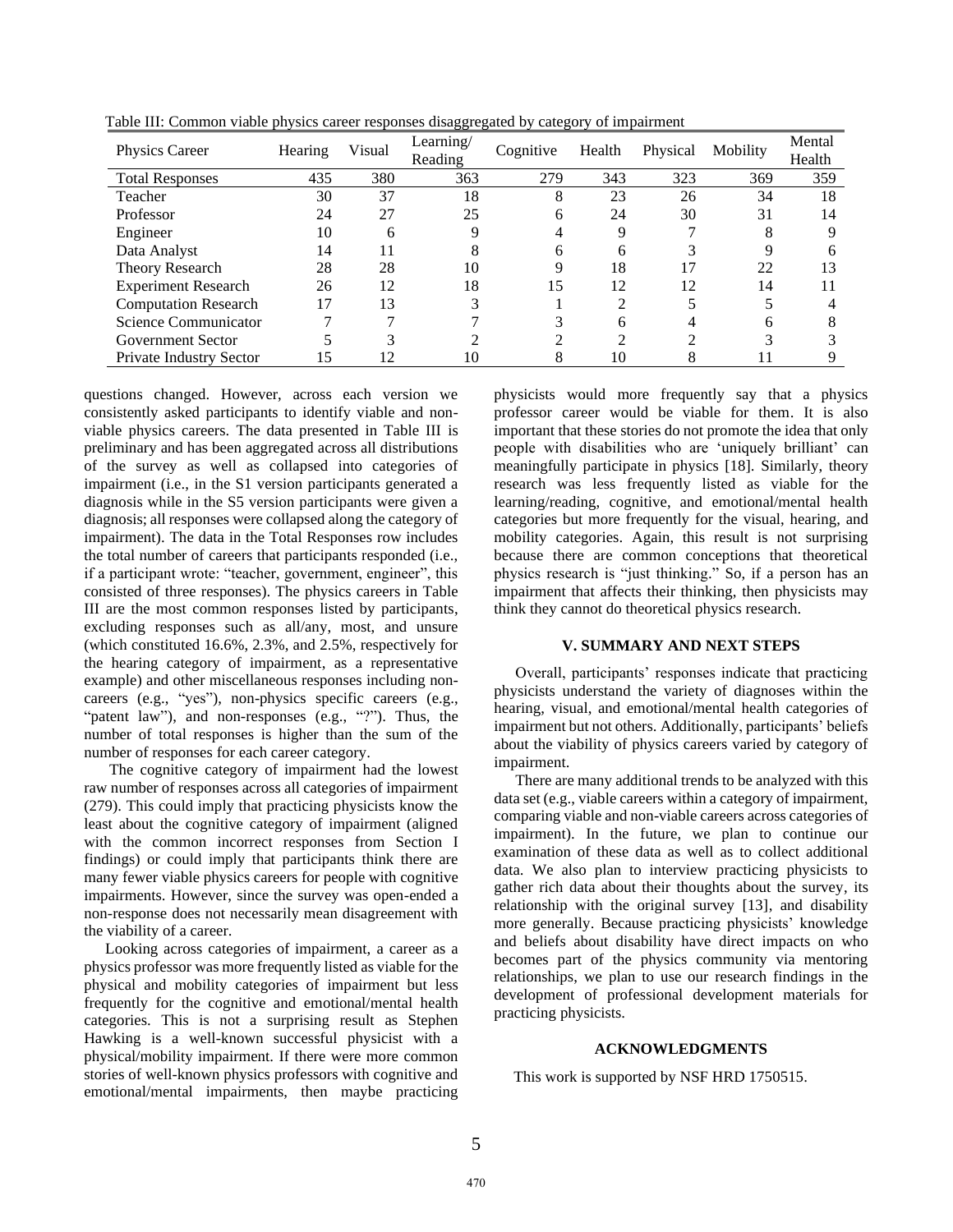Table III: Common viable physics career responses disaggregated by category of impairment

| Physics Career | Hearing | Visual | Learning/ Reading | Cognitive | Health | Physical | Mobility | Mental Health |
|---|---|---|---|---|---|---|---|---|
| Total Responses | 435 | 380 | 363 | 279 | 343 | 323 | 369 | 359 |
| Teacher | 30 | 37 | 18 | 8 | 23 | 26 | 34 | 18 |
| Professor | 24 | 27 | 25 | 6 | 24 | 30 | 31 | 14 |
| Engineer | 10 | 6 | 9 | 4 | 9 | 7 | 8 | 9 |
| Data Analyst | 14 | 11 | 8 | 6 | 6 | 3 | 9 | 6 |
| Theory Research | 28 | 28 | 10 | 9 | 18 | 17 | 22 | 13 |
| Experiment Research | 26 | 12 | 18 | 15 | 12 | 12 | 14 | 11 |
| Computation Research | 17 | 13 | 3 | 1 | 2 | 5 | 5 | 4 |
| Science Communicator | 7 | 7 | 7 | 3 | 6 | 4 | 6 | 8 |
| Government Sector | 5 | 3 | 2 | 2 | 2 | 2 | 3 | 3 |
| Private Industry Sector | 15 | 12 | 10 | 8 | 10 | 8 | 11 | 9 |

questions changed. However, across each version we consistently asked participants to identify viable and non-viable physics careers. The data presented in Table III is preliminary and has been aggregated across all distributions of the survey as well as collapsed into categories of impairment (i.e., in the S1 version participants generated a diagnosis while in the S5 version participants were given a diagnosis; all responses were collapsed along the category of impairment). The data in the Total Responses row includes the total number of careers that participants responded (i.e., if a participant wrote: "teacher, government, engineer", this consisted of three responses). The physics careers in Table III are the most common responses listed by participants, excluding responses such as all/any, most, and unsure (which constituted 16.6%, 2.3%, and 2.5%, respectively for the hearing category of impairment, as a representative example) and other miscellaneous responses including non-careers (e.g., "yes"), non-physics specific careers (e.g., "patent law"), and non-responses (e.g., "?"). Thus, the number of total responses is higher than the sum of the number of responses for each career category.

The cognitive category of impairment had the lowest raw number of responses across all categories of impairment (279). This could imply that practicing physicists know the least about the cognitive category of impairment (aligned with the common incorrect responses from Section I findings) or could imply that participants think there are many fewer viable physics careers for people with cognitive impairments. However, since the survey was open-ended a non-response does not necessarily mean disagreement with the viability of a career.

Looking across categories of impairment, a career as a physics professor was more frequently listed as viable for the physical and mobility categories of impairment but less frequently for the cognitive and emotional/mental health categories. This is not a surprising result as Stephen Hawking is a well-known successful physicist with a physical/mobility impairment. If there were more common stories of well-known physics professors with cognitive and emotional/mental impairments, then maybe practicing physicists would more frequently say that a physics professor career would be viable for them. It is also important that these stories do not promote the idea that only people with disabilities who are 'uniquely brilliant' can meaningfully participate in physics [18]. Similarly, theory research was less frequently listed as viable for the learning/reading, cognitive, and emotional/mental health categories but more frequently for the visual, hearing, and mobility categories. Again, this result is not surprising because there are common conceptions that theoretical physics research is "just thinking." So, if a person has an impairment that affects their thinking, then physicists may think they cannot do theoretical physics research.

## V. SUMMARY AND NEXT STEPS

Overall, participants' responses indicate that practicing physicists understand the variety of diagnoses within the hearing, visual, and emotional/mental health categories of impairment but not others. Additionally, participants' beliefs about the viability of physics careers varied by category of impairment.

There are many additional trends to be analyzed with this data set (e.g., viable careers within a category of impairment, comparing viable and non-viable careers across categories of impairment). In the future, we plan to continue our examination of these data as well as to collect additional data. We also plan to interview practicing physicists to gather rich data about their thoughts about the survey, its relationship with the original survey [13], and disability more generally. Because practicing physicists' knowledge and beliefs about disability have direct impacts on who becomes part of the physics community via mentoring relationships, we plan to use our research findings in the development of professional development materials for practicing physicists.

## ACKNOWLEDGMENTS

This work is supported by NSF HRD 1750515.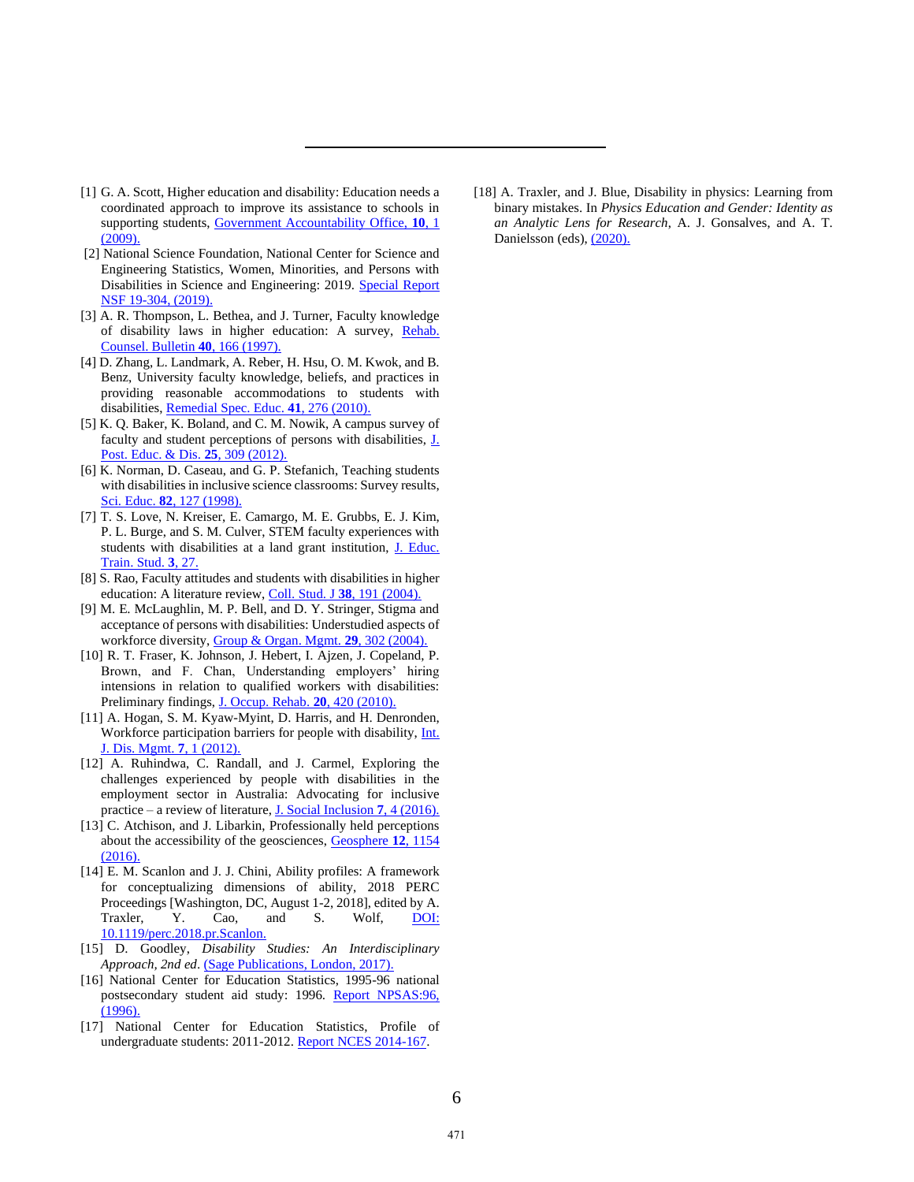[1] G. A. Scott, Higher education and disability: Education needs a coordinated approach to improve its assistance to schools in supporting students, Government Accountability Office, **10**, 1 (2009).

[2] National Science Foundation, National Center for Science and Engineering Statistics, Women, Minorities, and Persons with Disabilities in Science and Engineering: 2019. Special Report NSF 19-304, (2019).

[3] A. R. Thompson, L. Bethea, and J. Turner, Faculty knowledge of disability laws in higher education: A survey, Rehab. Counsel. Bulletin **40**, 166 (1997).

[4] D. Zhang, L. Landmark, A. Reber, H. Hsu, O. M. Kwok, and B. Benz, University faculty knowledge, beliefs, and practices in providing reasonable accommodations to students with disabilities, Remedial Spec. Educ. **41**, 276 (2010).

[5] K. Q. Baker, K. Boland, and C. M. Nowik, A campus survey of faculty and student perceptions of persons with disabilities, J. Post. Educ. & Dis. **25**, 309 (2012).

[6] K. Norman, D. Caseau, and G. P. Stefanich, Teaching students with disabilities in inclusive science classrooms: Survey results, Sci. Educ. **82**, 127 (1998).

[7] T. S. Love, N. Kreiser, E. Camargo, M. E. Grubbs, E. J. Kim, P. L. Burge, and S. M. Culver, STEM faculty experiences with students with disabilities at a land grant institution, J. Educ. Train. Stud. **3**, 27.

[8] S. Rao, Faculty attitudes and students with disabilities in higher education: A literature review, Coll. Stud. J **38**, 191 (2004).

[9] M. E. McLaughlin, M. P. Bell, and D. Y. Stringer, Stigma and acceptance of persons with disabilities: Understudied aspects of workforce diversity, Group & Organ. Mgmt. **29**, 302 (2004).

[10] R. T. Fraser, K. Johnson, J. Hebert, I. Ajzen, J. Copeland, P. Brown, and F. Chan, Understanding employers' hiring intensions in relation to qualified workers with disabilities: Preliminary findings, J. Occup. Rehab. **20**, 420 (2010).

[11] A. Hogan, S. M. Kyaw-Myint, D. Harris, and H. Denronden, Workforce participation barriers for people with disability, Int. J. Dis. Mgmt. **7**, 1 (2012).

[12] A. Ruhindwa, C. Randall, and J. Carmel, Exploring the challenges experienced by people with disabilities in the employment sector in Australia: Advocating for inclusive practice – a review of literature, J. Social Inclusion **7**, 4 (2016).

[13] C. Atchison, and J. Libarkin, Professionally held perceptions about the accessibility of the geosciences, Geosphere **12**, 1154 (2016).

[14] E. M. Scanlon and J. J. Chini, Ability profiles: A framework for conceptualizing dimensions of ability, 2018 PERC Proceedings [Washington, DC, August 1-2, 2018], edited by A. Traxler, Y. Cao, and S. Wolf, DOI: 10.1119/perc.2018.pr.Scanlon.

[15] D. Goodley, *Disability Studies: An Interdisciplinary Approach, 2nd ed*. (Sage Publications, London, 2017).

[16] National Center for Education Statistics, 1995-96 national postsecondary student aid study: 1996. Report NPSAS:96, (1996).

[17] National Center for Education Statistics, Profile of undergraduate students: 2011-2012. Report NCES 2014-167.

[18] A. Traxler, and J. Blue, Disability in physics: Learning from binary mistakes. In *Physics Education and Gender: Identity as an Analytic Lens for Research*, A. J. Gonsalves, and A. T. Danielsson (eds), (2020).